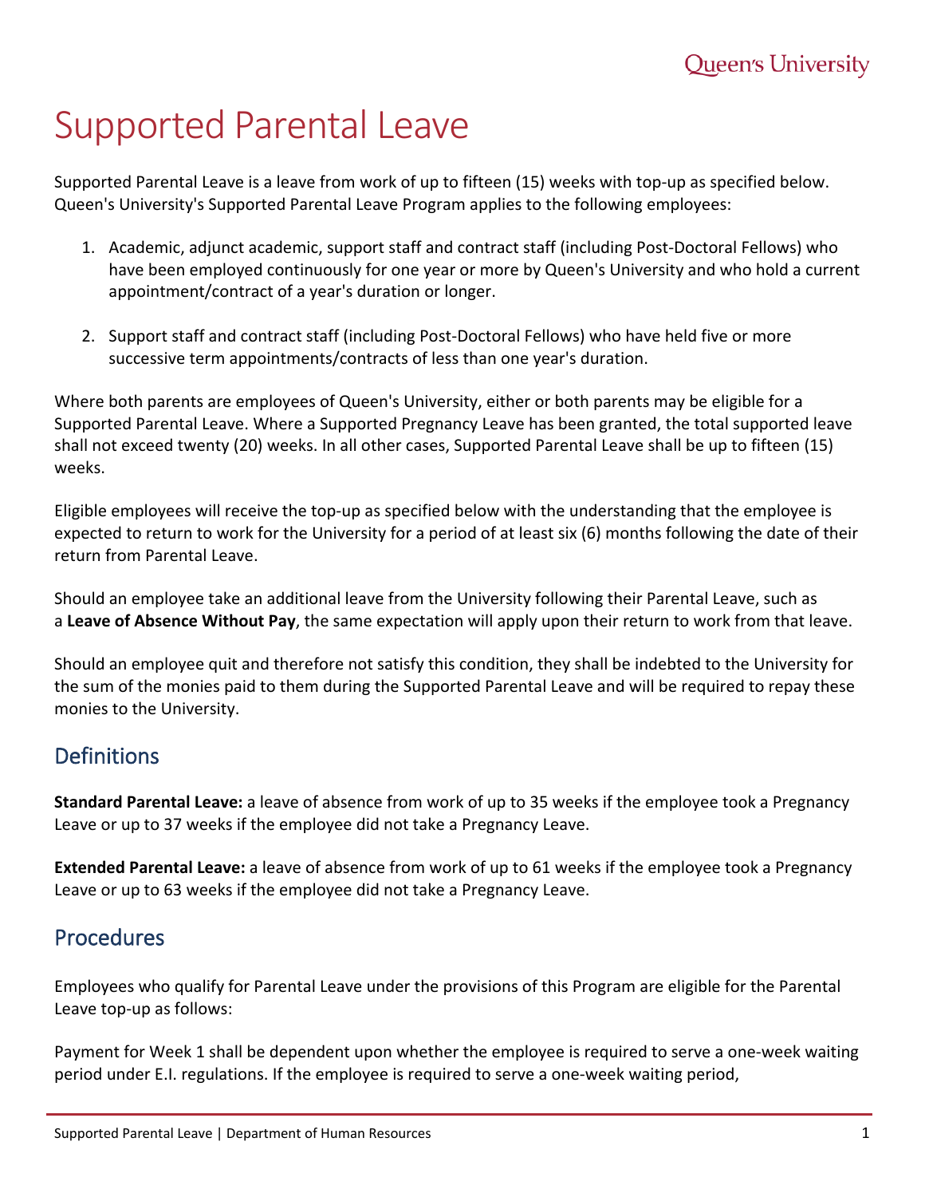# Supported Parental Leave

Supported Parental Leave is a leave from work of up to fifteen (15) weeks with top-up as specified below. Queen's University's Supported Parental Leave Program applies to the following employees:

1. Academic, adjunct academic, support staff and contract staff (including Post-Doctoral Fellows) who have been employed continuously for one year or more by Queen's University and who hold a current appointment/contract of a year's duration or longer.

2. Support staff and contract staff (including Post-Doctoral Fellows) who have held five or more successive term appointments/contracts of less than one year's duration.

Where both parents are employees of Queen's University, either or both parents may be eligible for a Supported Parental Leave. Where a Supported Pregnancy Leave has been granted, the total supported leave shall not exceed twenty (20) weeks. In all other cases, Supported Parental Leave shall be up to fifteen (15) weeks.

Eligible employees will receive the top-up as specified below with the understanding that the employee is expected to return to work for the University for a period of at least six (6) months following the date of their return from Parental Leave.

Should an employee take an additional leave from the University following their Parental Leave, such as a **Leave of Absence Without Pay**, the same expectation will apply upon their return to work from that leave.

Should an employee quit and therefore not satisfy this condition, they shall be indebted to the University for the sum of the monies paid to them during the Supported Parental Leave and will be required to repay these monies to the University.

## Definitions

**Standard Parental Leave:** a leave of absence from work of up to 35 weeks if the employee took a Pregnancy Leave or up to 37 weeks if the employee did not take a Pregnancy Leave.

**Extended Parental Leave:** a leave of absence from work of up to 61 weeks if the employee took a Pregnancy Leave or up to 63 weeks if the employee did not take a Pregnancy Leave.

## Procedures

Employees who qualify for Parental Leave under the provisions of this Program are eligible for the Parental Leave top-up as follows:

Payment for Week 1 shall be dependent upon whether the employee is required to serve a one-week waiting period under E.I. regulations. If the employee is required to serve a one-week waiting period,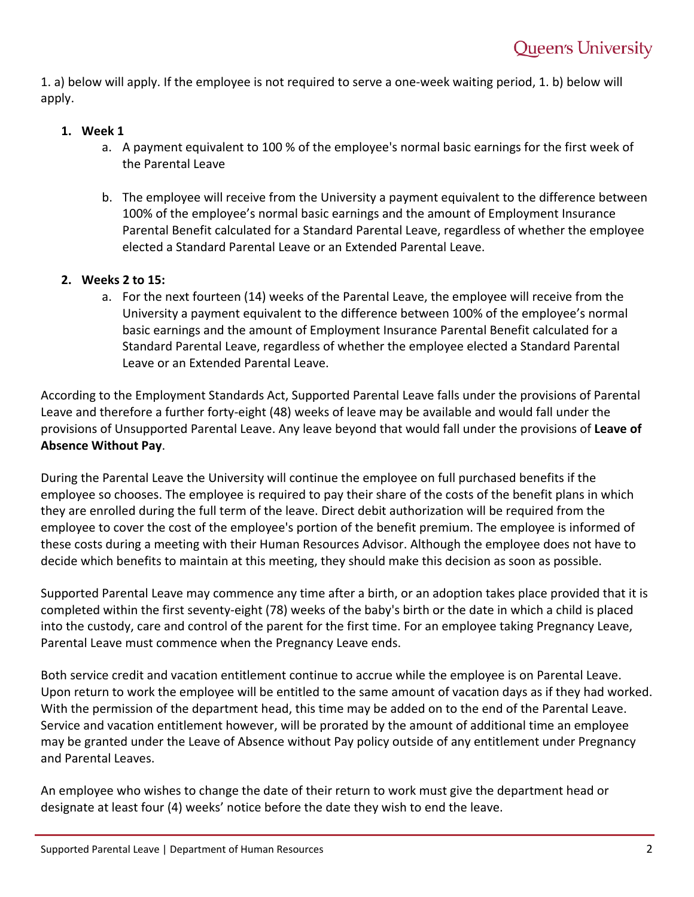1. a) below will apply. If the employee is not required to serve a one-week waiting period, 1. b) below will apply.

1. **Week 1**
    a. A payment equivalent to 100 % of the employee's normal basic earnings for the first week of the Parental Leave

    b. The employee will receive from the University a payment equivalent to the difference between 100% of the employee's normal basic earnings and the amount of Employment Insurance Parental Benefit calculated for a Standard Parental Leave, regardless of whether the employee elected a Standard Parental Leave or an Extended Parental Leave.

2. **Weeks 2 to 15:**
    a. For the next fourteen (14) weeks of the Parental Leave, the employee will receive from the University a payment equivalent to the difference between 100% of the employee's normal basic earnings and the amount of Employment Insurance Parental Benefit calculated for a Standard Parental Leave, regardless of whether the employee elected a Standard Parental Leave or an Extended Parental Leave.

According to the Employment Standards Act, Supported Parental Leave falls under the provisions of Parental Leave and therefore a further forty-eight (48) weeks of leave may be available and would fall under the provisions of Unsupported Parental Leave. Any leave beyond that would fall under the provisions of **Leave of Absence Without Pay**.

During the Parental Leave the University will continue the employee on full purchased benefits if the employee so chooses. The employee is required to pay their share of the costs of the benefit plans in which they are enrolled during the full term of the leave. Direct debit authorization will be required from the employee to cover the cost of the employee's portion of the benefit premium. The employee is informed of these costs during a meeting with their Human Resources Advisor. Although the employee does not have to decide which benefits to maintain at this meeting, they should make this decision as soon as possible.

Supported Parental Leave may commence any time after a birth, or an adoption takes place provided that it is completed within the first seventy-eight (78) weeks of the baby's birth or the date in which a child is placed into the custody, care and control of the parent for the first time. For an employee taking Pregnancy Leave, Parental Leave must commence when the Pregnancy Leave ends.

Both service credit and vacation entitlement continue to accrue while the employee is on Parental Leave. Upon return to work the employee will be entitled to the same amount of vacation days as if they had worked. With the permission of the department head, this time may be added on to the end of the Parental Leave. Service and vacation entitlement however, will be prorated by the amount of additional time an employee may be granted under the Leave of Absence without Pay policy outside of any entitlement under Pregnancy and Parental Leaves.

An employee who wishes to change the date of their return to work must give the department head or designate at least four (4) weeks' notice before the date they wish to end the leave.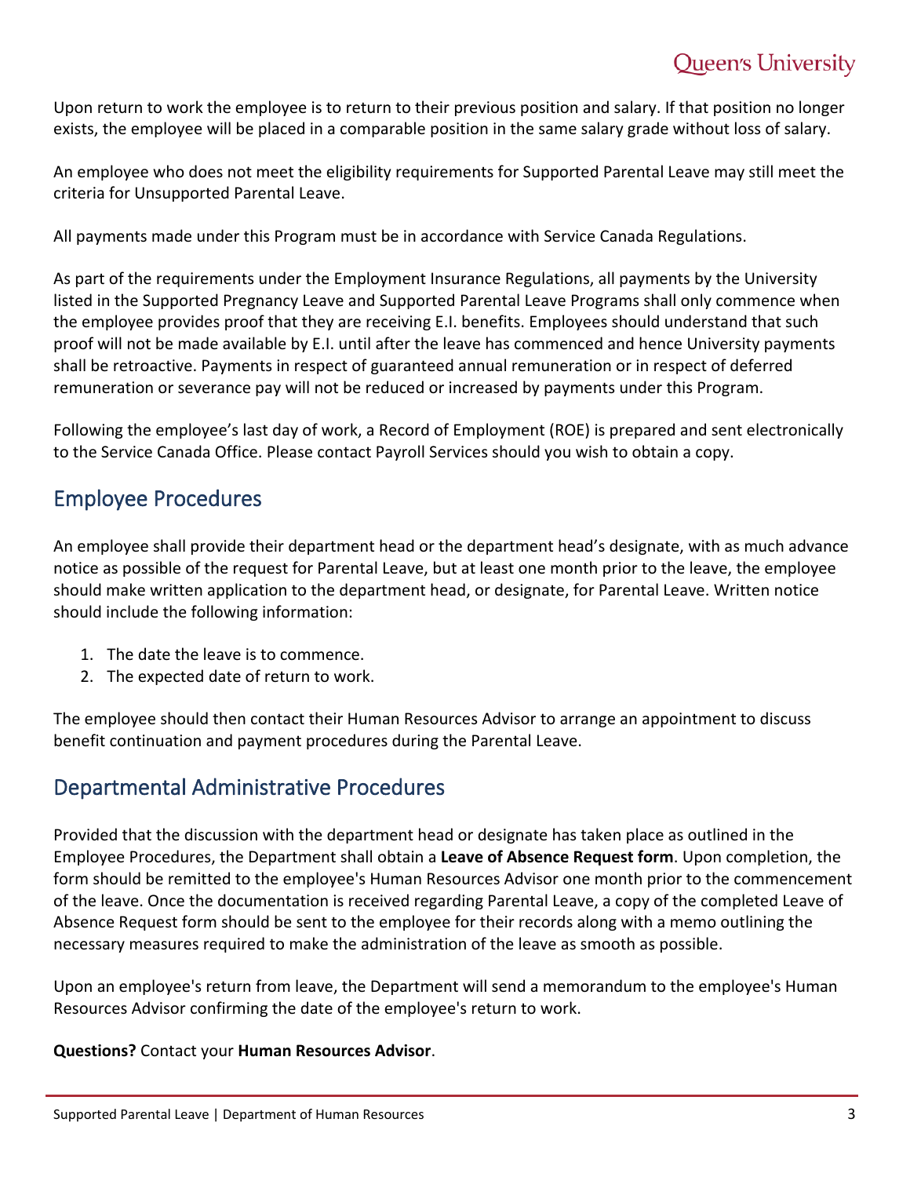Upon return to work the employee is to return to their previous position and salary. If that position no longer exists, the employee will be placed in a comparable position in the same salary grade without loss of salary.

An employee who does not meet the eligibility requirements for Supported Parental Leave may still meet the criteria for Unsupported Parental Leave.

All payments made under this Program must be in accordance with Service Canada Regulations.

As part of the requirements under the Employment Insurance Regulations, all payments by the University listed in the Supported Pregnancy Leave and Supported Parental Leave Programs shall only commence when the employee provides proof that they are receiving E.I. benefits. Employees should understand that such proof will not be made available by E.I. until after the leave has commenced and hence University payments shall be retroactive. Payments in respect of guaranteed annual remuneration or in respect of deferred remuneration or severance pay will not be reduced or increased by payments under this Program.

Following the employee's last day of work, a Record of Employment (ROE) is prepared and sent electronically to the Service Canada Office. Please contact Payroll Services should you wish to obtain a copy.

## Employee Procedures

An employee shall provide their department head or the department head's designate, with as much advance notice as possible of the request for Parental Leave, but at least one month prior to the leave, the employee should make written application to the department head, or designate, for Parental Leave. Written notice should include the following information:

1. The date the leave is to commence.
2. The expected date of return to work.

The employee should then contact their Human Resources Advisor to arrange an appointment to discuss benefit continuation and payment procedures during the Parental Leave.

## Departmental Administrative Procedures

Provided that the discussion with the department head or designate has taken place as outlined in the Employee Procedures, the Department shall obtain a **Leave of Absence Request form**. Upon completion, the form should be remitted to the employee's Human Resources Advisor one month prior to the commencement of the leave. Once the documentation is received regarding Parental Leave, a copy of the completed Leave of Absence Request form should be sent to the employee for their records along with a memo outlining the necessary measures required to make the administration of the leave as smooth as possible.

Upon an employee's return from leave, the Department will send a memorandum to the employee's Human Resources Advisor confirming the date of the employee's return to work.

**Questions?** Contact your **Human Resources Advisor**.